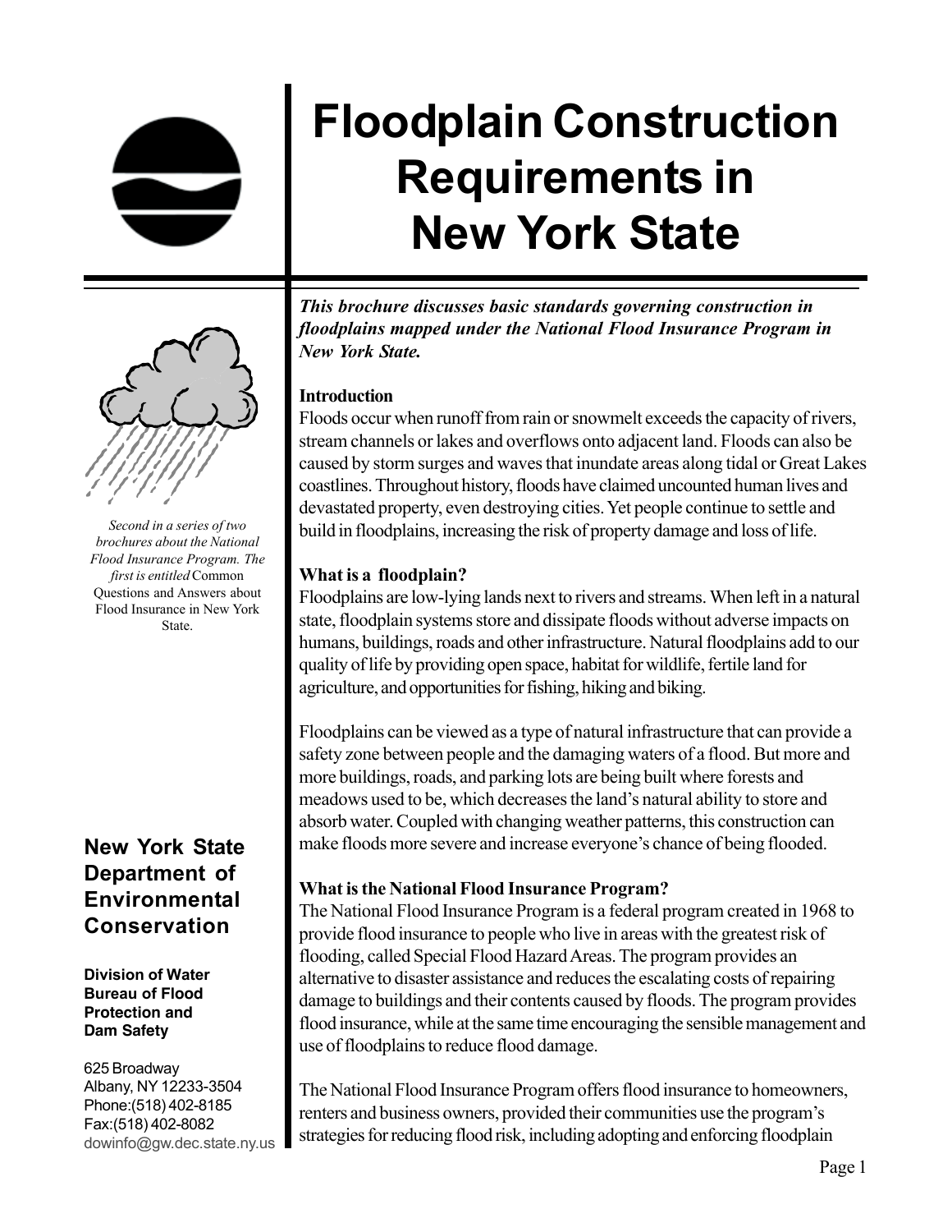# Floodplain Construction Requirements in New York State

*Second in a series of two brochures about the National Flood Insurance Program. The first is entitled* Common Questions and Answers about Flood Insurance in New York State.

**New York State Department of Environmental Conservation**

**Division of Water**
**Bureau of Flood Protection and Dam Safety**

625 Broadway
Albany, NY 12233-3504
Phone:(518) 402-8185
Fax:(518) 402-8082
dowinfo@gw.dec.state.ny.us

***This brochure discusses basic standards governing construction in floodplains mapped under the National Flood Insurance Program in New York State.***

### Introduction

Floods occur when runoff from rain or snowmelt exceeds the capacity of rivers, stream channels or lakes and overflows onto adjacent land. Floods can also be caused by storm surges and waves that inundate areas along tidal or Great Lakes coastlines. Throughout history, floods have claimed uncounted human lives and devastated property, even destroying cities. Yet people continue to settle and build in floodplains, increasing the risk of property damage and loss of life.

### What is a floodplain?

Floodplains are low-lying lands next to rivers and streams. When left in a natural state, floodplain systems store and dissipate floods without adverse impacts on humans, buildings, roads and other infrastructure. Natural floodplains add to our quality of life by providing open space, habitat for wildlife, fertile land for agriculture, and opportunities for fishing, hiking and biking.

Floodplains can be viewed as a type of natural infrastructure that can provide a safety zone between people and the damaging waters of a flood. But more and more buildings, roads, and parking lots are being built where forests and meadows used to be, which decreases the land's natural ability to store and absorb water. Coupled with changing weather patterns, this construction can make floods more severe and increase everyone's chance of being flooded.

### What is the National Flood Insurance Program?

The National Flood Insurance Program is a federal program created in 1968 to provide flood insurance to people who live in areas with the greatest risk of flooding, called Special Flood Hazard Areas. The program provides an alternative to disaster assistance and reduces the escalating costs of repairing damage to buildings and their contents caused by floods. The program provides flood insurance, while at the same time encouraging the sensible management and use of floodplains to reduce flood damage.

The National Flood Insurance Program offers flood insurance to homeowners, renters and business owners, provided their communities use the program's strategies for reducing flood risk, including adopting and enforcing floodplain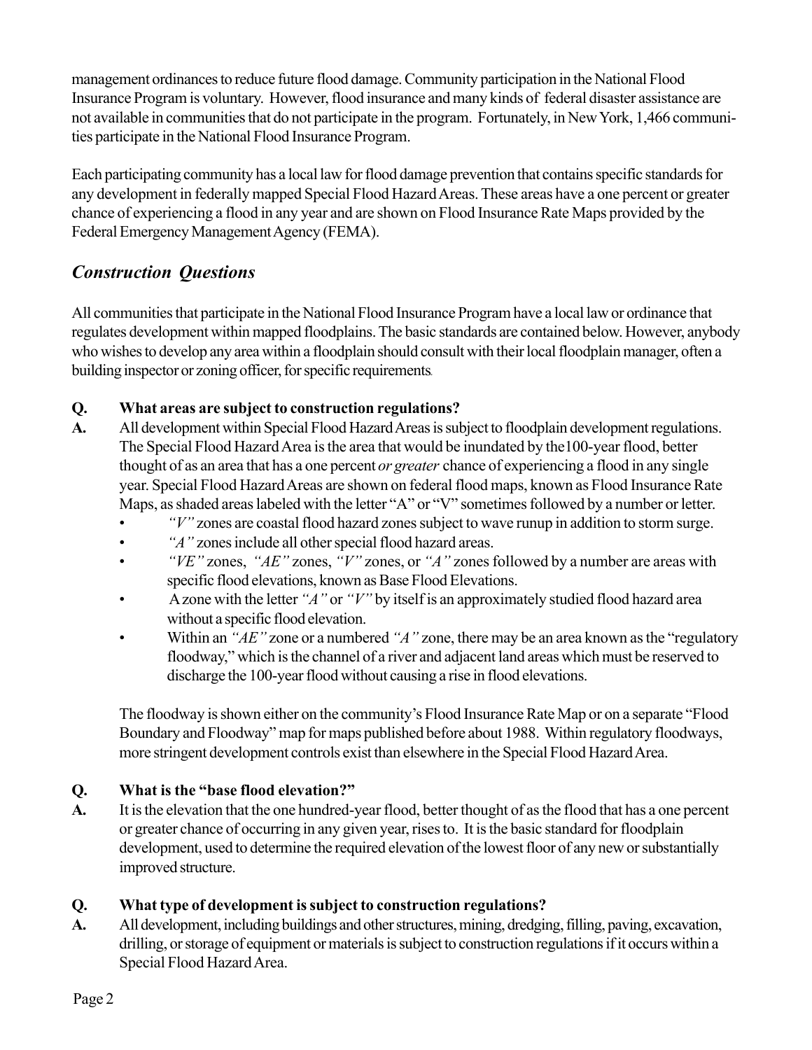management ordinances to reduce future flood damage. Community participation in the National Flood Insurance Program is voluntary. However, flood insurance and many kinds of federal disaster assistance are not available in communities that do not participate in the program. Fortunately, in New York, 1,466 communities participate in the National Flood Insurance Program.

Each participating community has a local law for flood damage prevention that contains specific standards for any development in federally mapped Special Flood Hazard Areas. These areas have a one percent or greater chance of experiencing a flood in any year and are shown on Flood Insurance Rate Maps provided by the Federal Emergency Management Agency (FEMA).

## *Construction Questions*

All communities that participate in the National Flood Insurance Program have a local law or ordinance that regulates development within mapped floodplains. The basic standards are contained below. However, anybody who wishes to develop any area within a floodplain should consult with their local floodplain manager, often a building inspector or zoning officer, for specific requirements.

**Q. What areas are subject to construction regulations?**

**A.** All development within Special Flood Hazard Areas is subject to floodplain development regulations. The Special Flood Hazard Area is the area that would be inundated by the100-year flood, better thought of as an area that has a one percent *or greater* chance of experiencing a flood in any single year. Special Flood Hazard Areas are shown on federal flood maps, known as Flood Insurance Rate Maps, as shaded areas labeled with the letter "A" or "V" sometimes followed by a number or letter.

- *"V"* zones are coastal flood hazard zones subject to wave runup in addition to storm surge.
- *"A"* zones include all other special flood hazard areas.
- *"VE"* zones, *"AE"* zones, *"V"* zones, or *"A"* zones followed by a number are areas with specific flood elevations, known as Base Flood Elevations.
- A zone with the letter *"A"* or *"V"* by itself is an approximately studied flood hazard area without a specific flood elevation.
- Within an *"AE"* zone or a numbered *"A"* zone, there may be an area known as the "regulatory floodway," which is the channel of a river and adjacent land areas which must be reserved to discharge the 100-year flood without causing a rise in flood elevations.

The floodway is shown either on the community's Flood Insurance Rate Map or on a separate "Flood Boundary and Floodway" map for maps published before about 1988. Within regulatory floodways, more stringent development controls exist than elsewhere in the Special Flood Hazard Area.

**Q. What is the "base flood elevation?"**

**A.** It is the elevation that the one hundred-year flood, better thought of as the flood that has a one percent or greater chance of occurring in any given year, rises to. It is the basic standard for floodplain development, used to determine the required elevation of the lowest floor of any new or substantially improved structure.

**Q. What type of development is subject to construction regulations?**

**A.** All development, including buildings and other structures, mining, dredging, filling, paving, excavation, drilling, or storage of equipment or materials is subject to construction regulations if it occurs within a Special Flood Hazard Area.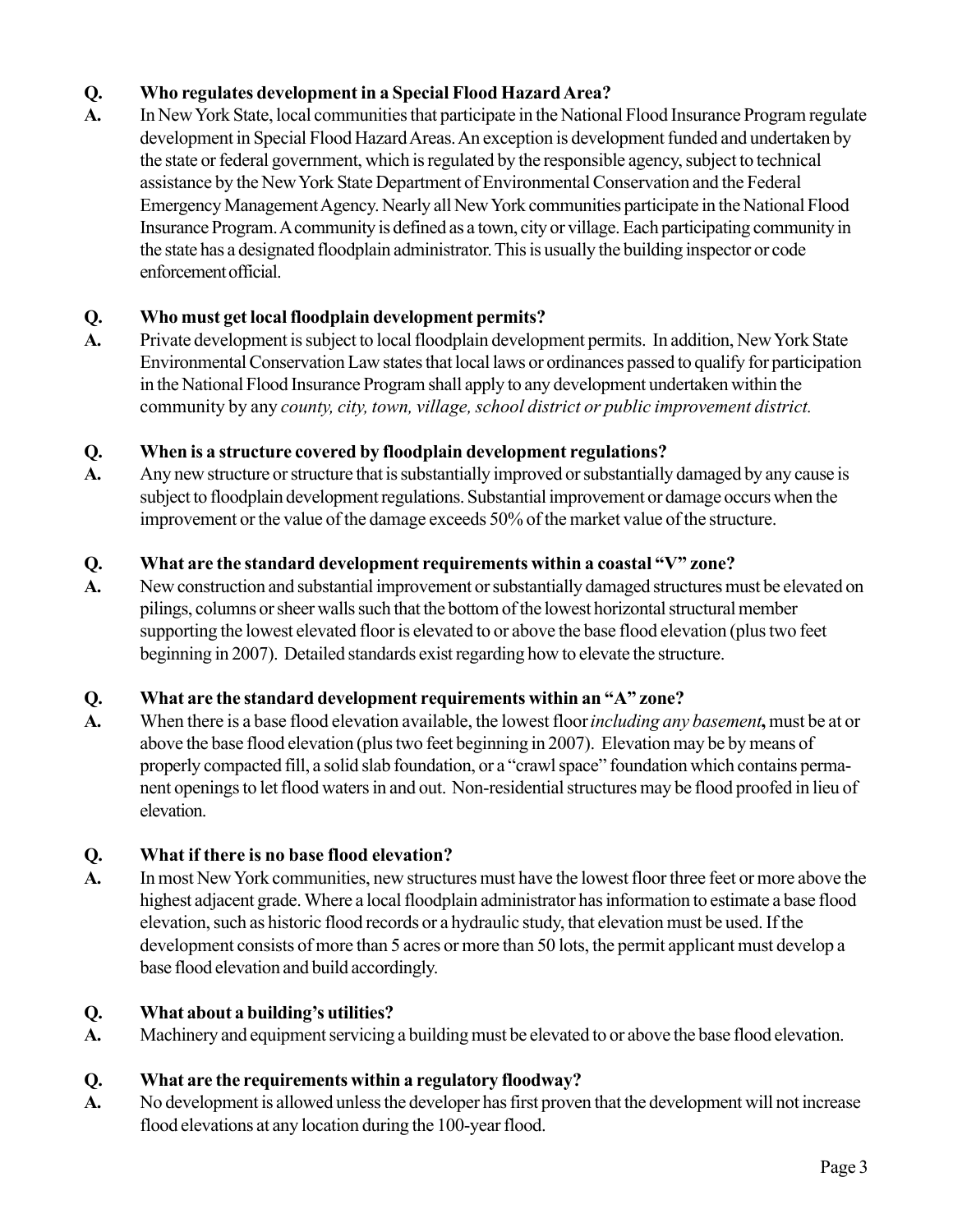**Q. Who regulates development in a Special Flood Hazard Area?**

**A.** In New York State, local communities that participate in the National Flood Insurance Program regulate development in Special Flood Hazard Areas. An exception is development funded and undertaken by the state or federal government, which is regulated by the responsible agency, subject to technical assistance by the New York State Department of Environmental Conservation and the Federal Emergency Management Agency. Nearly all New York communities participate in the National Flood Insurance Program. A community is defined as a town, city or village. Each participating community in the state has a designated floodplain administrator. This is usually the building inspector or code enforcement official.

**Q. Who must get local floodplain development permits?**

**A.** Private development is subject to local floodplain development permits. In addition, New York State Environmental Conservation Law states that local laws or ordinances passed to qualify for participation in the National Flood Insurance Program shall apply to any development undertaken within the community by any *county, city, town, village, school district or public improvement district.*

**Q. When is a structure covered by floodplain development regulations?**

**A.** Any new structure or structure that is substantially improved or substantially damaged by any cause is subject to floodplain development regulations. Substantial improvement or damage occurs when the improvement or the value of the damage exceeds 50% of the market value of the structure.

**Q. What are the standard development requirements within a coastal "V" zone?**

**A.** New construction and substantial improvement or substantially damaged structures must be elevated on pilings, columns or sheer walls such that the bottom of the lowest horizontal structural member supporting the lowest elevated floor is elevated to or above the base flood elevation (plus two feet beginning in 2007). Detailed standards exist regarding how to elevate the structure.

**Q. What are the standard development requirements within an "A" zone?**

**A.** When there is a base flood elevation available, the lowest floor *including any basement***,** must be at or above the base flood elevation (plus two feet beginning in 2007). Elevation may be by means of properly compacted fill, a solid slab foundation, or a "crawl space" foundation which contains permanent openings to let flood waters in and out. Non-residential structures may be flood proofed in lieu of elevation.

**Q. What if there is no base flood elevation?**

**A.** In most New York communities, new structures must have the lowest floor three feet or more above the highest adjacent grade. Where a local floodplain administrator has information to estimate a base flood elevation, such as historic flood records or a hydraulic study, that elevation must be used. If the development consists of more than 5 acres or more than 50 lots, the permit applicant must develop a base flood elevation and build accordingly.

**Q. What about a building's utilities?**

**A.** Machinery and equipment servicing a building must be elevated to or above the base flood elevation.

**Q. What are the requirements within a regulatory floodway?**

**A.** No development is allowed unless the developer has first proven that the development will not increase flood elevations at any location during the 100-year flood.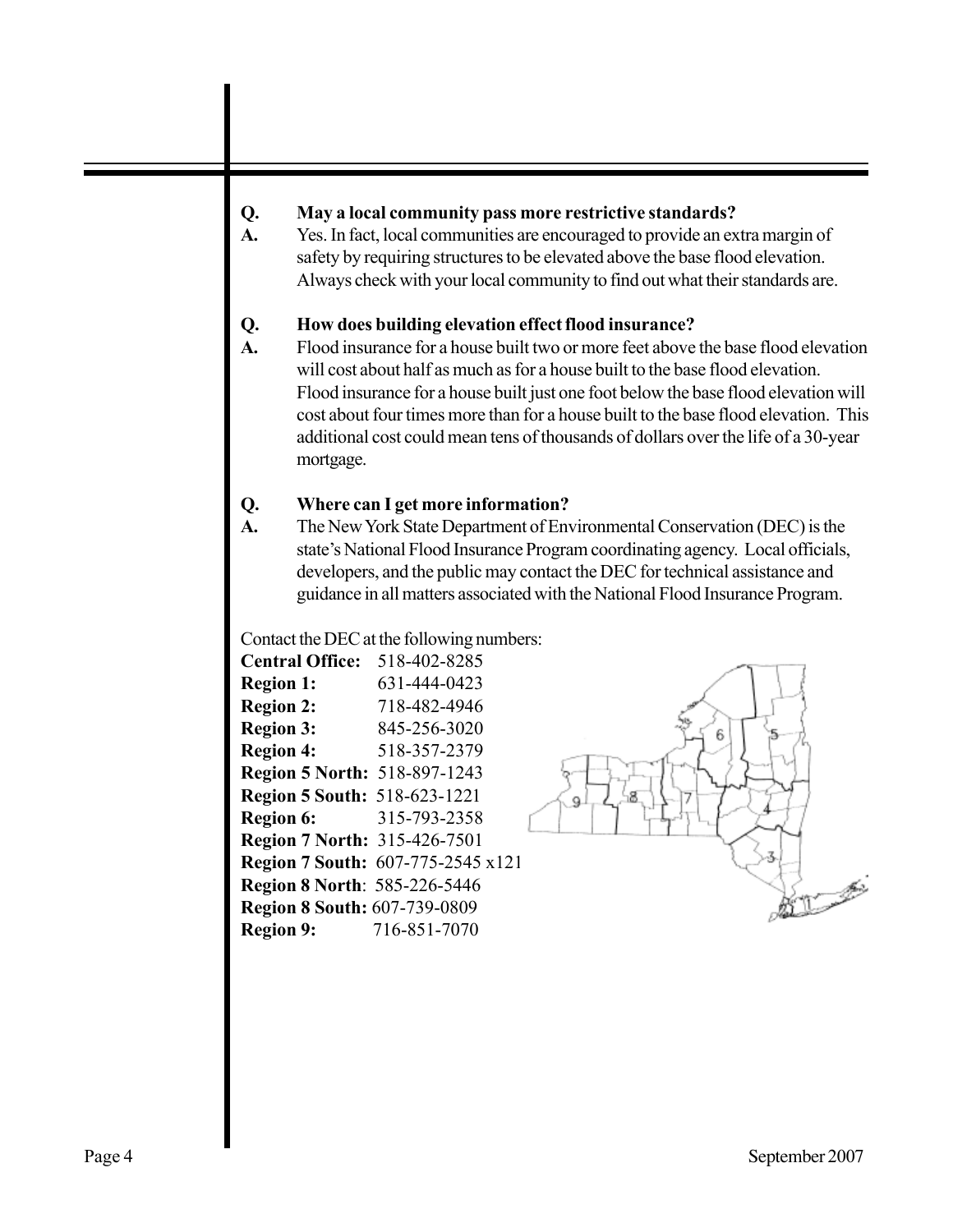**Q. May a local community pass more restrictive standards?**

**A.** Yes. In fact, local communities are encouraged to provide an extra margin of safety by requiring structures to be elevated above the base flood elevation. Always check with your local community to find out what their standards are.

**Q. How does building elevation effect flood insurance?**

**A.** Flood insurance for a house built two or more feet above the base flood elevation will cost about half as much as for a house built to the base flood elevation. Flood insurance for a house built just one foot below the base flood elevation will cost about four times more than for a house built to the base flood elevation. This additional cost could mean tens of thousands of dollars over the life of a 30-year mortgage.

**Q. Where can I get more information?**

**A.** The New York State Department of Environmental Conservation (DEC) is the state's National Flood Insurance Program coordinating agency. Local officials, developers, and the public may contact the DEC for technical assistance and guidance in all matters associated with the National Flood Insurance Program.

Contact the DEC at the following numbers:

**Central Office:** 518-402-8285
**Region 1:** 631-444-0423
**Region 2:** 718-482-4946
**Region 3:** 845-256-3020
**Region 4:** 518-357-2379
**Region 5 North:** 518-897-1243
**Region 5 South:** 518-623-1221
**Region 6:** 315-793-2358
**Region 7 North:** 315-426-7501
**Region 7 South:** 607-775-2545 x121
**Region 8 North**: 585-226-5446
**Region 8 South:** 607-739-0809
**Region 9:** 716-851-7070

6
5
9
8
7
4
3
1

September 2007